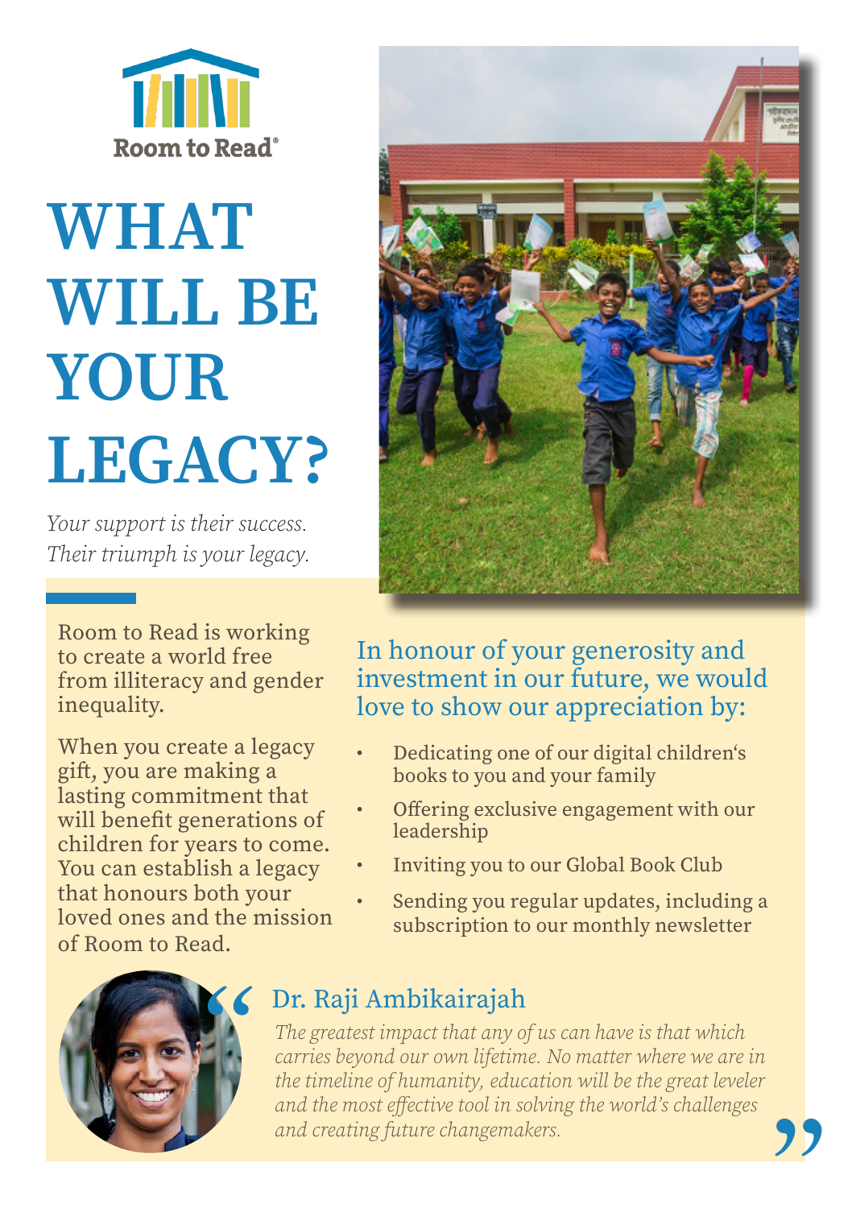Room to Read®

# WHAT WILL BE YOUR LEGACY?

*Your support is their success.*
*Their triumph is your legacy.*

Room to Read is working to create a world free from illiteracy and gender inequality.

When you create a legacy gift, you are making a lasting commitment that will benefit generations of children for years to come. You can establish a legacy that honours both your loved ones and the mission of Room to Read.

## In honour of your generosity and investment in our future, we would love to show our appreciation by:

- Dedicating one of our digital children's books to you and your family
- Offering exclusive engagement with our leadership
- Inviting you to our Global Book Club
- Sending you regular updates, including a subscription to our monthly newsletter

### Dr. Raji Ambikairajah

*"The greatest impact that any of us can have is that which carries beyond our own lifetime. No matter where we are in the timeline of humanity, education will be the great leveler and the most effective tool in solving the world's challenges and creating future changemakers."*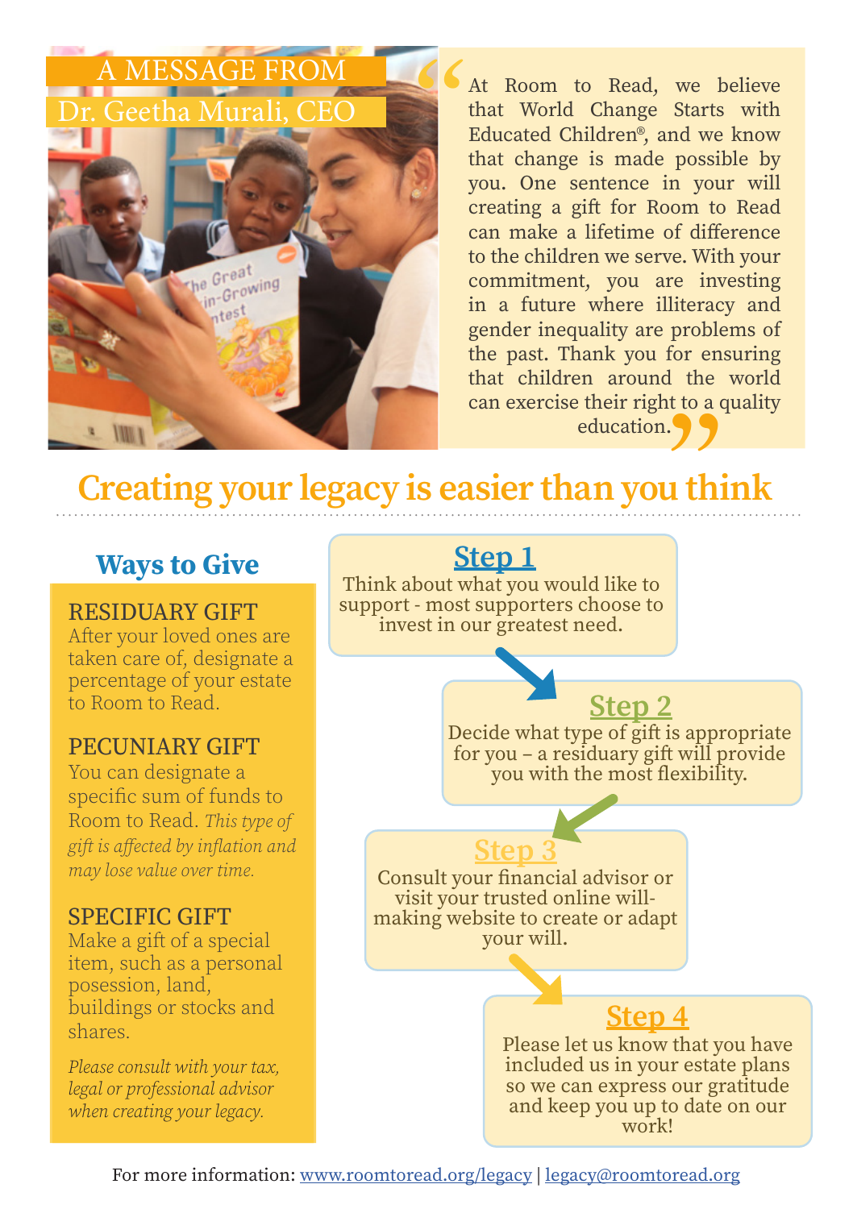## A MESSAGE FROM Dr. Geetha Murali, CEO

"At Room to Read, we believe that World Change Starts with Educated Children®, and we know that change is made possible by you. One sentence in your will creating a gift for Room to Read can make a lifetime of difference to the children we serve. With your commitment, you are investing in a future where illiteracy and gender inequality are problems of the past. Thank you for ensuring that children around the world can exercise their right to a quality education."

# Creating your legacy is easier than you think

## Ways to Give

**RESIDUARY GIFT**
After your loved ones are taken care of, designate a percentage of your estate to Room to Read.

**PECUNIARY GIFT**
You can designate a specific sum of funds to Room to Read. *This type of gift is affected by inflation and may lose value over time.*

**SPECIFIC GIFT**
Make a gift of a special item, such as a personal posession, land, buildings or stocks and shares.

*Please consult with your tax, legal or professional advisor when creating your legacy.*

### Step 1
Think about what you would like to support - most supporters choose to invest in our greatest need.

### Step 2
Decide what type of gift is appropriate for you – a residuary gift will provide you with the most flexibility.

### Step 3
Consult your financial advisor or visit your trusted online will-making website to create or adapt your will.

### Step 4
Please let us know that you have included us in your estate plans so we can express our gratitude and keep you up to date on our work!

For more information: www.roomtoread.org/legacy | legacy@roomtoread.org